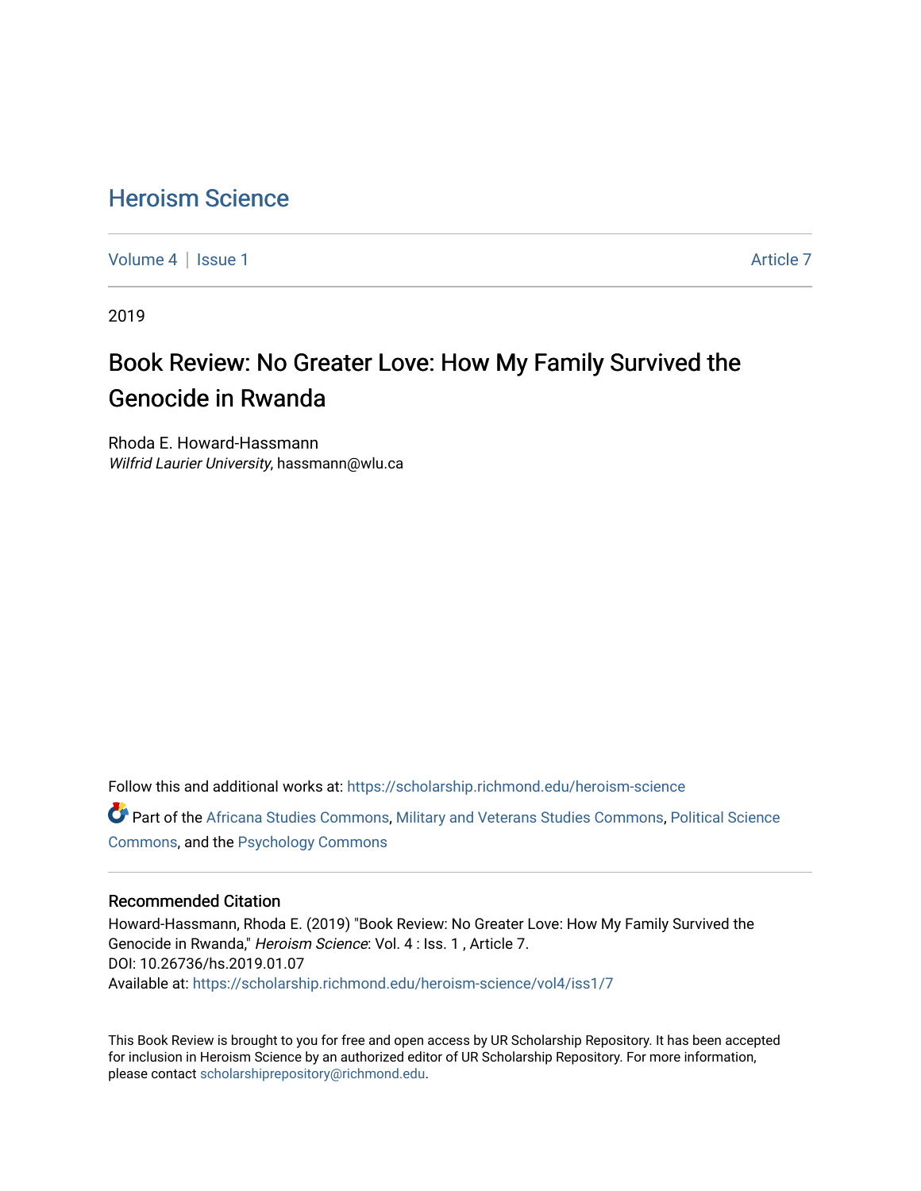# Heroism Science

Volume 4 | Issue 1 Article 7

2019

## Book Review: No Greater Love: How My Family Survived the Genocide in Rwanda

Rhoda E. Howard-Hassmann
*Wilfrid Laurier University*, hassmann@wlu.ca

Follow this and additional works at: https://scholarship.richmond.edu/heroism-science

Part of the Africana Studies Commons, Military and Veterans Studies Commons, Political Science Commons, and the Psychology Commons

### Recommended Citation

Howard-Hassmann, Rhoda E. (2019) "Book Review: No Greater Love: How My Family Survived the Genocide in Rwanda," *Heroism Science*: Vol. 4 : Iss. 1 , Article 7.
DOI: 10.26736/hs.2019.01.07
Available at: https://scholarship.richmond.edu/heroism-science/vol4/iss1/7

This Book Review is brought to you for free and open access by UR Scholarship Repository. It has been accepted for inclusion in Heroism Science by an authorized editor of UR Scholarship Repository. For more information, please contact scholarshiprepository@richmond.edu.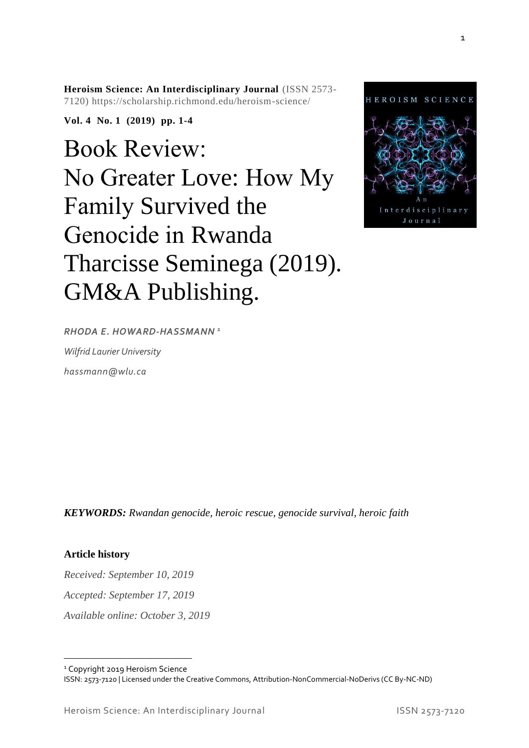**Heroism Science: An Interdisciplinary Journal** (ISSN 2573-7120) https://scholarship.richmond.edu/heroism-science/

**Vol. 4 No. 1 (2019) pp. 1-4**

# Book Review: No Greater Love: How My Family Survived the Genocide in Rwanda Tharcisse Seminega (2019). GM&A Publishing.

***RHODA E. HOWARD-HASSMANN*** [1]

*Wilfrid Laurier University*

*hassmann@wlu.ca*

***KEYWORDS:*** *Rwandan genocide, heroic rescue, genocide survival, heroic faith*

**Article history**

*Received: September 10, 2019*

*Accepted: September 17, 2019*

*Available online: October 3, 2019*

---

[1] Copyright 2019 Heroism Science
ISSN: 2573-7120 | Licensed under the Creative Commons, Attribution-NonCommercial-NoDerivs (CC By-NC-ND)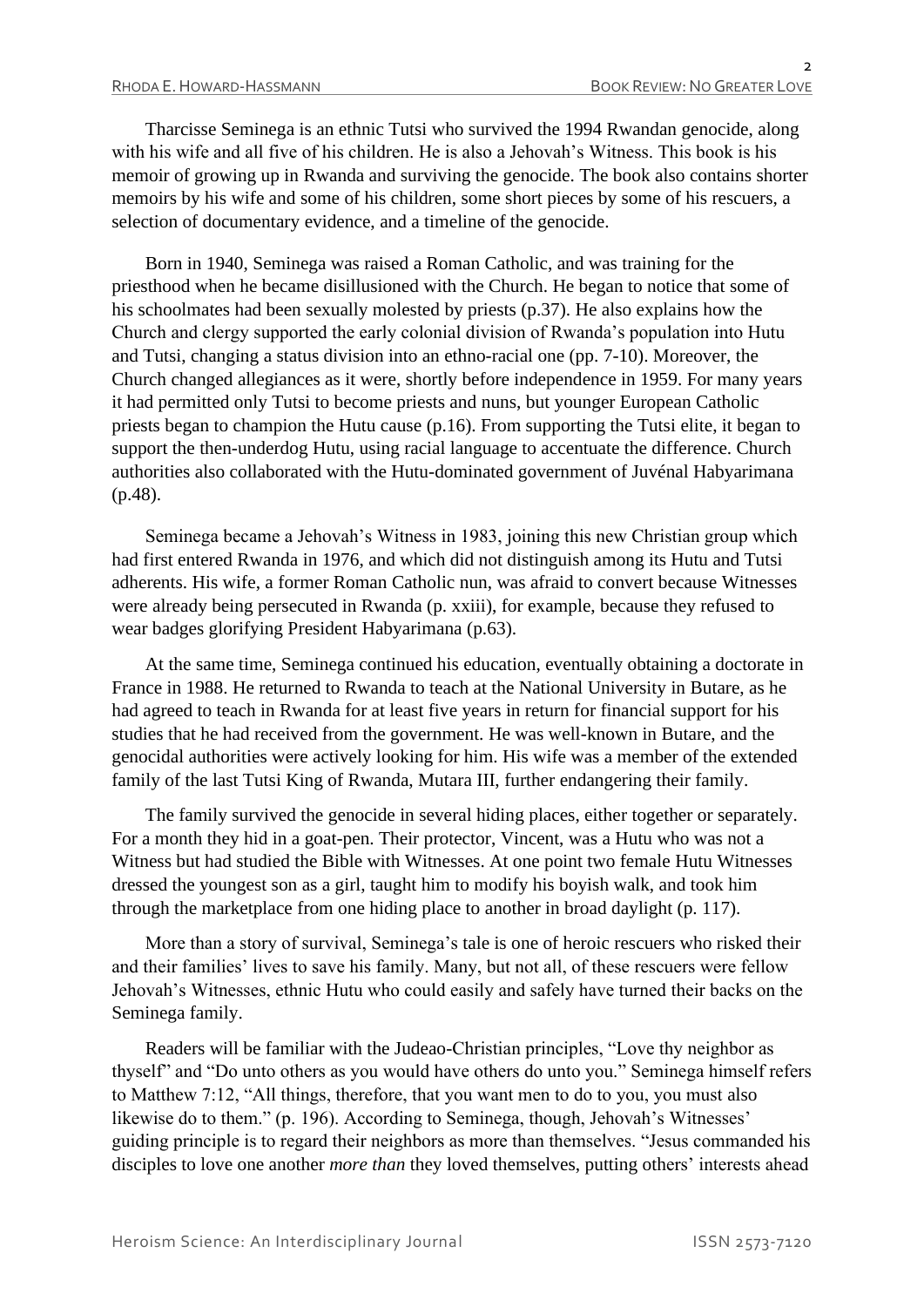Tharcisse Seminega is an ethnic Tutsi who survived the 1994 Rwandan genocide, along with his wife and all five of his children. He is also a Jehovah's Witness. This book is his memoir of growing up in Rwanda and surviving the genocide. The book also contains shorter memoirs by his wife and some of his children, some short pieces by some of his rescuers, a selection of documentary evidence, and a timeline of the genocide.

Born in 1940, Seminega was raised a Roman Catholic, and was training for the priesthood when he became disillusioned with the Church. He began to notice that some of his schoolmates had been sexually molested by priests (p.37). He also explains how the Church and clergy supported the early colonial division of Rwanda's population into Hutu and Tutsi, changing a status division into an ethno-racial one (pp. 7-10). Moreover, the Church changed allegiances as it were, shortly before independence in 1959. For many years it had permitted only Tutsi to become priests and nuns, but younger European Catholic priests began to champion the Hutu cause (p.16). From supporting the Tutsi elite, it began to support the then-underdog Hutu, using racial language to accentuate the difference. Church authorities also collaborated with the Hutu-dominated government of Juvénal Habyarimana (p.48).

Seminega became a Jehovah's Witness in 1983, joining this new Christian group which had first entered Rwanda in 1976, and which did not distinguish among its Hutu and Tutsi adherents. His wife, a former Roman Catholic nun, was afraid to convert because Witnesses were already being persecuted in Rwanda (p. xxiii), for example, because they refused to wear badges glorifying President Habyarimana (p.63).

At the same time, Seminega continued his education, eventually obtaining a doctorate in France in 1988. He returned to Rwanda to teach at the National University in Butare, as he had agreed to teach in Rwanda for at least five years in return for financial support for his studies that he had received from the government. He was well-known in Butare, and the genocidal authorities were actively looking for him. His wife was a member of the extended family of the last Tutsi King of Rwanda, Mutara III, further endangering their family.

The family survived the genocide in several hiding places, either together or separately. For a month they hid in a goat-pen. Their protector, Vincent, was a Hutu who was not a Witness but had studied the Bible with Witnesses. At one point two female Hutu Witnesses dressed the youngest son as a girl, taught him to modify his boyish walk, and took him through the marketplace from one hiding place to another in broad daylight (p. 117).

More than a story of survival, Seminega's tale is one of heroic rescuers who risked their and their families' lives to save his family. Many, but not all, of these rescuers were fellow Jehovah's Witnesses, ethnic Hutu who could easily and safely have turned their backs on the Seminega family.

Readers will be familiar with the Judeao-Christian principles, "Love thy neighbor as thyself" and "Do unto others as you would have others do unto you." Seminega himself refers to Matthew 7:12, "All things, therefore, that you want men to do to you, you must also likewise do to them." (p. 196). According to Seminega, though, Jehovah's Witnesses' guiding principle is to regard their neighbors as more than themselves. "Jesus commanded his disciples to love one another *more than* they loved themselves, putting others' interests ahead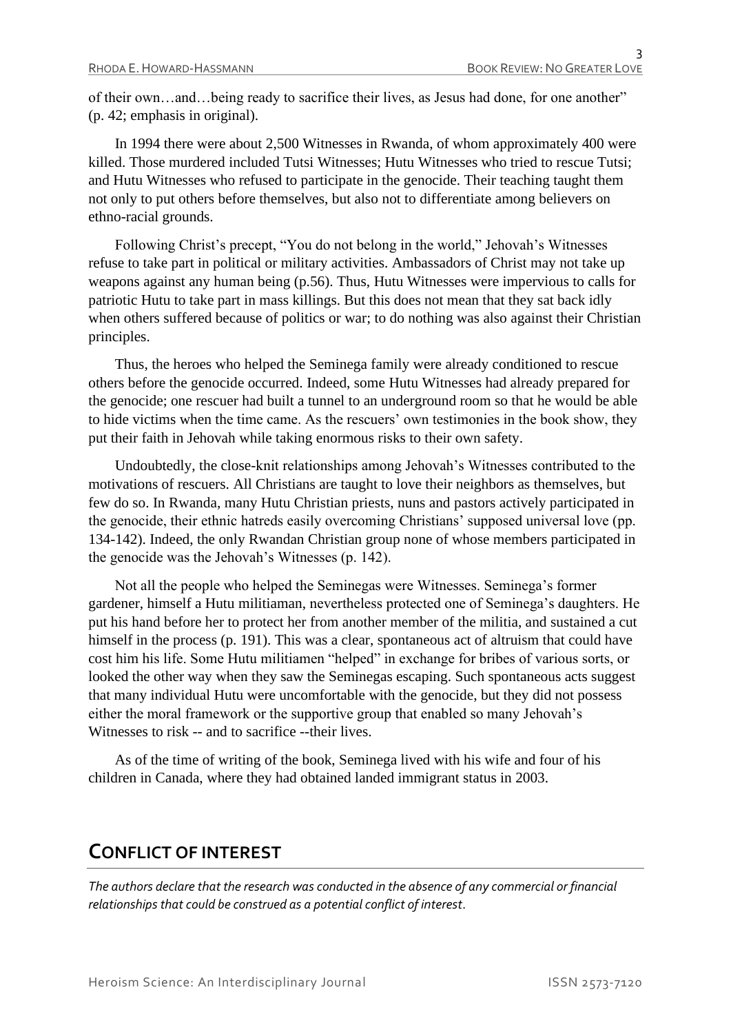of their own…and…being ready to sacrifice their lives, as Jesus had done, for one another" (p. 42; emphasis in original).

In 1994 there were about 2,500 Witnesses in Rwanda, of whom approximately 400 were killed. Those murdered included Tutsi Witnesses; Hutu Witnesses who tried to rescue Tutsi; and Hutu Witnesses who refused to participate in the genocide. Their teaching taught them not only to put others before themselves, but also not to differentiate among believers on ethno-racial grounds.

Following Christ's precept, "You do not belong in the world," Jehovah's Witnesses refuse to take part in political or military activities. Ambassadors of Christ may not take up weapons against any human being (p.56). Thus, Hutu Witnesses were impervious to calls for patriotic Hutu to take part in mass killings. But this does not mean that they sat back idly when others suffered because of politics or war; to do nothing was also against their Christian principles.

Thus, the heroes who helped the Seminega family were already conditioned to rescue others before the genocide occurred. Indeed, some Hutu Witnesses had already prepared for the genocide; one rescuer had built a tunnel to an underground room so that he would be able to hide victims when the time came. As the rescuers' own testimonies in the book show, they put their faith in Jehovah while taking enormous risks to their own safety.

Undoubtedly, the close-knit relationships among Jehovah's Witnesses contributed to the motivations of rescuers. All Christians are taught to love their neighbors as themselves, but few do so. In Rwanda, many Hutu Christian priests, nuns and pastors actively participated in the genocide, their ethnic hatreds easily overcoming Christians' supposed universal love (pp. 134-142). Indeed, the only Rwandan Christian group none of whose members participated in the genocide was the Jehovah's Witnesses (p. 142).

Not all the people who helped the Seminegas were Witnesses. Seminega's former gardener, himself a Hutu militiaman, nevertheless protected one of Seminega's daughters. He put his hand before her to protect her from another member of the militia, and sustained a cut himself in the process (p. 191). This was a clear, spontaneous act of altruism that could have cost him his life. Some Hutu militiamen "helped" in exchange for bribes of various sorts, or looked the other way when they saw the Seminegas escaping. Such spontaneous acts suggest that many individual Hutu were uncomfortable with the genocide, but they did not possess either the moral framework or the supportive group that enabled so many Jehovah's Witnesses to risk -- and to sacrifice --their lives.

As of the time of writing of the book, Seminega lived with his wife and four of his children in Canada, where they had obtained landed immigrant status in 2003.

## CONFLICT OF INTEREST

*The authors declare that the research was conducted in the absence of any commercial or financial relationships that could be construed as a potential conflict of interest.*